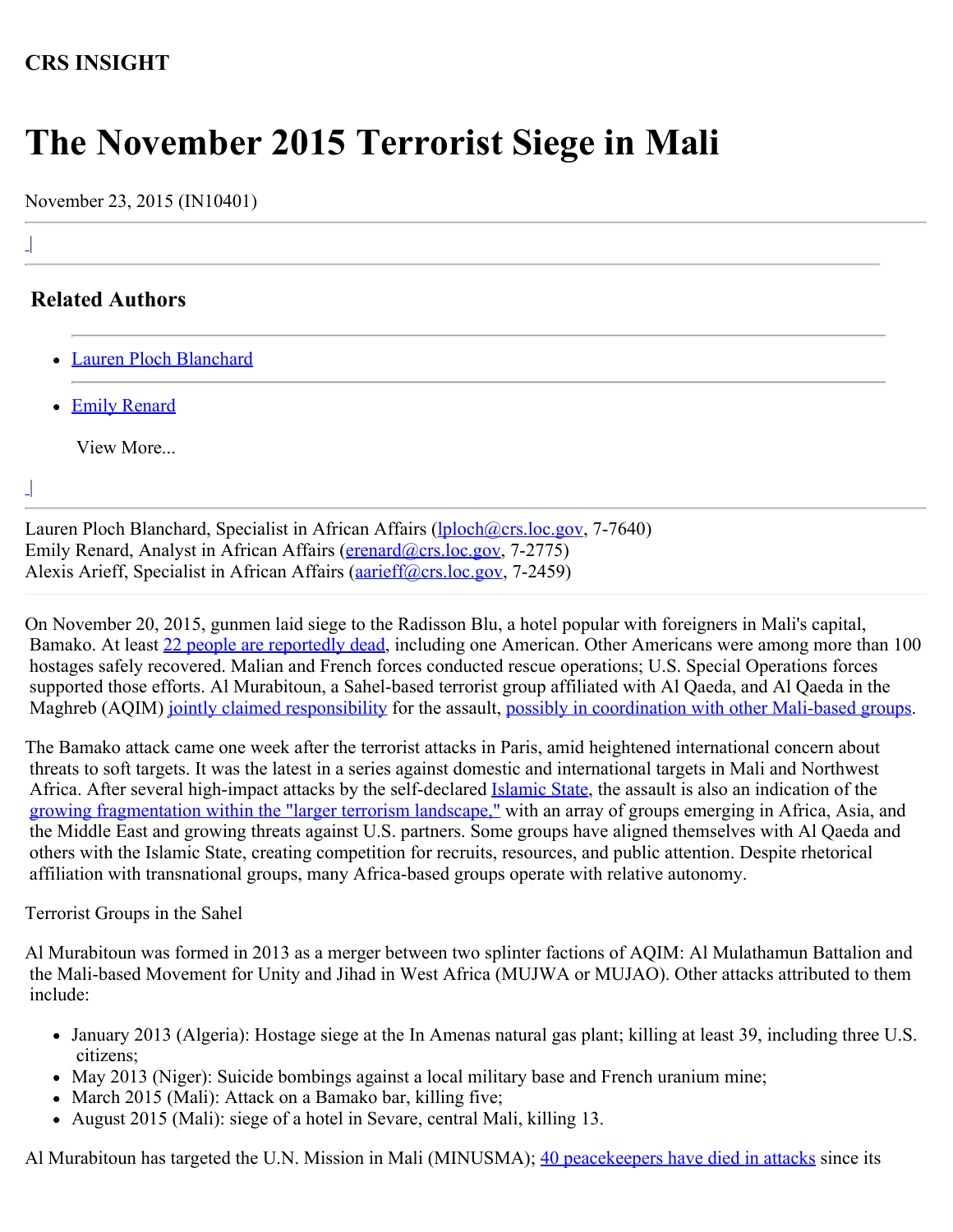**CRS INSIGHT**

# The November 2015 Terrorist Siege in Mali

November 23, 2015 (IN10401)

## Related Authors

- Lauren Ploch Blanchard
- Emily Renard

View More...

Lauren Ploch Blanchard, Specialist in African Affairs (lploch@crs.loc.gov, 7-7640)
Emily Renard, Analyst in African Affairs (erenard@crs.loc.gov, 7-2775)
Alexis Arieff, Specialist in African Affairs (aarieff@crs.loc.gov, 7-2459)

On November 20, 2015, gunmen laid siege to the Radisson Blu, a hotel popular with foreigners in Mali's capital, Bamako. At least 22 people are reportedly dead, including one American. Other Americans were among more than 100 hostages safely recovered. Malian and French forces conducted rescue operations; U.S. Special Operations forces supported those efforts. Al Murabitoun, a Sahel-based terrorist group affiliated with Al Qaeda, and Al Qaeda in the Maghreb (AQIM) jointly claimed responsibility for the assault, possibly in coordination with other Mali-based groups.

The Bamako attack came one week after the terrorist attacks in Paris, amid heightened international concern about threats to soft targets. It was the latest in a series against domestic and international targets in Mali and Northwest Africa. After several high-impact attacks by the self-declared Islamic State, the assault is also an indication of the growing fragmentation within the "larger terrorism landscape," with an array of groups emerging in Africa, Asia, and the Middle East and growing threats against U.S. partners. Some groups have aligned themselves with Al Qaeda and others with the Islamic State, creating competition for recruits, resources, and public attention. Despite rhetorical affiliation with transnational groups, many Africa-based groups operate with relative autonomy.

Terrorist Groups in the Sahel

Al Murabitoun was formed in 2013 as a merger between two splinter factions of AQIM: Al Mulathamun Battalion and the Mali-based Movement for Unity and Jihad in West Africa (MUJWA or MUJAO). Other attacks attributed to them include:

- January 2013 (Algeria): Hostage siege at the In Amenas natural gas plant; killing at least 39, including three U.S. citizens;
- May 2013 (Niger): Suicide bombings against a local military base and French uranium mine;
- March 2015 (Mali): Attack on a Bamako bar, killing five;
- August 2015 (Mali): siege of a hotel in Sevare, central Mali, killing 13.

Al Murabitoun has targeted the U.N. Mission in Mali (MINUSMA); 40 peacekeepers have died in attacks since its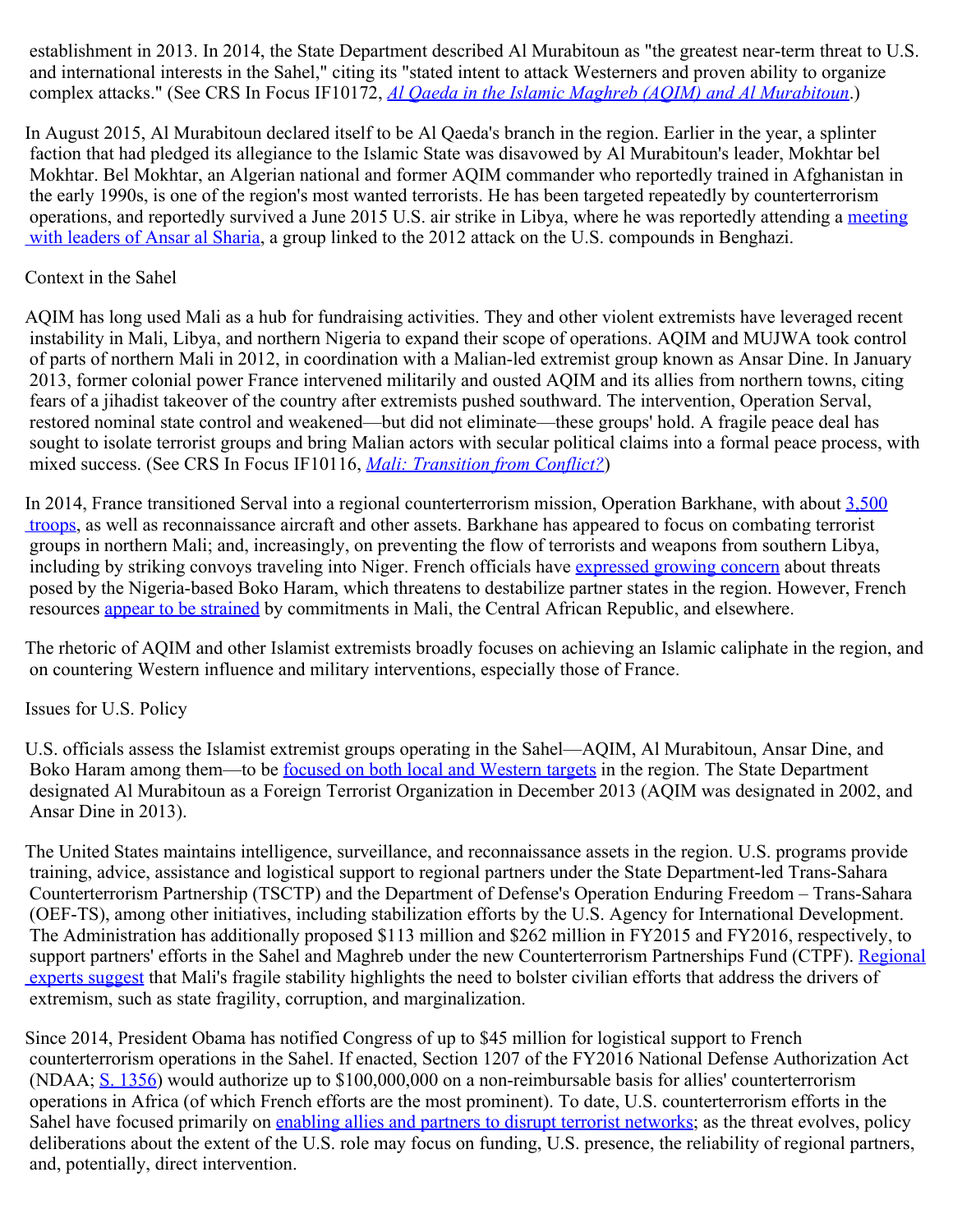establishment in 2013. In 2014, the State Department described Al Murabitoun as "the greatest near-term threat to U.S. and international interests in the Sahel," citing its "stated intent to attack Westerners and proven ability to organize complex attacks." (See CRS In Focus IF10172, *Al Qaeda in the Islamic Maghreb (AQIM) and Al Murabitoun*.)

In August 2015, Al Murabitoun declared itself to be Al Qaeda's branch in the region. Earlier in the year, a splinter faction that had pledged its allegiance to the Islamic State was disavowed by Al Murabitoun's leader, Mokhtar bel Mokhtar. Bel Mokhtar, an Algerian national and former AQIM commander who reportedly trained in Afghanistan in the early 1990s, is one of the region's most wanted terrorists. He has been targeted repeatedly by counterterrorism operations, and reportedly survived a June 2015 U.S. air strike in Libya, where he was reportedly attending a meeting with leaders of Ansar al Sharia, a group linked to the 2012 attack on the U.S. compounds in Benghazi.

## Context in the Sahel

AQIM has long used Mali as a hub for fundraising activities. They and other violent extremists have leveraged recent instability in Mali, Libya, and northern Nigeria to expand their scope of operations. AQIM and MUJWA took control of parts of northern Mali in 2012, in coordination with a Malian-led extremist group known as Ansar Dine. In January 2013, former colonial power France intervened militarily and ousted AQIM and its allies from northern towns, citing fears of a jihadist takeover of the country after extremists pushed southward. The intervention, Operation Serval, restored nominal state control and weakened—but did not eliminate—these groups' hold. A fragile peace deal has sought to isolate terrorist groups and bring Malian actors with secular political claims into a formal peace process, with mixed success. (See CRS In Focus IF10116, *Mali: Transition from Conflict?*)

In 2014, France transitioned Serval into a regional counterterrorism mission, Operation Barkhane, with about 3,500 troops, as well as reconnaissance aircraft and other assets. Barkhane has appeared to focus on combating terrorist groups in northern Mali; and, increasingly, on preventing the flow of terrorists and weapons from southern Libya, including by striking convoys traveling into Niger. French officials have expressed growing concern about threats posed by the Nigeria-based Boko Haram, which threatens to destabilize partner states in the region. However, French resources appear to be strained by commitments in Mali, the Central African Republic, and elsewhere.

The rhetoric of AQIM and other Islamist extremists broadly focuses on achieving an Islamic caliphate in the region, and on countering Western influence and military interventions, especially those of France.

## Issues for U.S. Policy

U.S. officials assess the Islamist extremist groups operating in the Sahel—AQIM, Al Murabitoun, Ansar Dine, and Boko Haram among them—to be focused on both local and Western targets in the region. The State Department designated Al Murabitoun as a Foreign Terrorist Organization in December 2013 (AQIM was designated in 2002, and Ansar Dine in 2013).

The United States maintains intelligence, surveillance, and reconnaissance assets in the region. U.S. programs provide training, advice, assistance and logistical support to regional partners under the State Department-led Trans-Sahara Counterterrorism Partnership (TSCTP) and the Department of Defense's Operation Enduring Freedom – Trans-Sahara (OEF-TS), among other initiatives, including stabilization efforts by the U.S. Agency for International Development. The Administration has additionally proposed $113 million and $262 million in FY2015 and FY2016, respectively, to support partners' efforts in the Sahel and Maghreb under the new Counterterrorism Partnerships Fund (CTPF). Regional experts suggest that Mali's fragile stability highlights the need to bolster civilian efforts that address the drivers of extremism, such as state fragility, corruption, and marginalization.

Since 2014, President Obama has notified Congress of up to $45 million for logistical support to French counterterrorism operations in the Sahel. If enacted, Section 1207 of the FY2016 National Defense Authorization Act (NDAA; S. 1356) would authorize up to $100,000,000 on a non-reimbursable basis for allies' counterterrorism operations in Africa (of which French efforts are the most prominent). To date, U.S. counterterrorism efforts in the Sahel have focused primarily on enabling allies and partners to disrupt terrorist networks; as the threat evolves, policy deliberations about the extent of the U.S. role may focus on funding, U.S. presence, the reliability of regional partners, and, potentially, direct intervention.